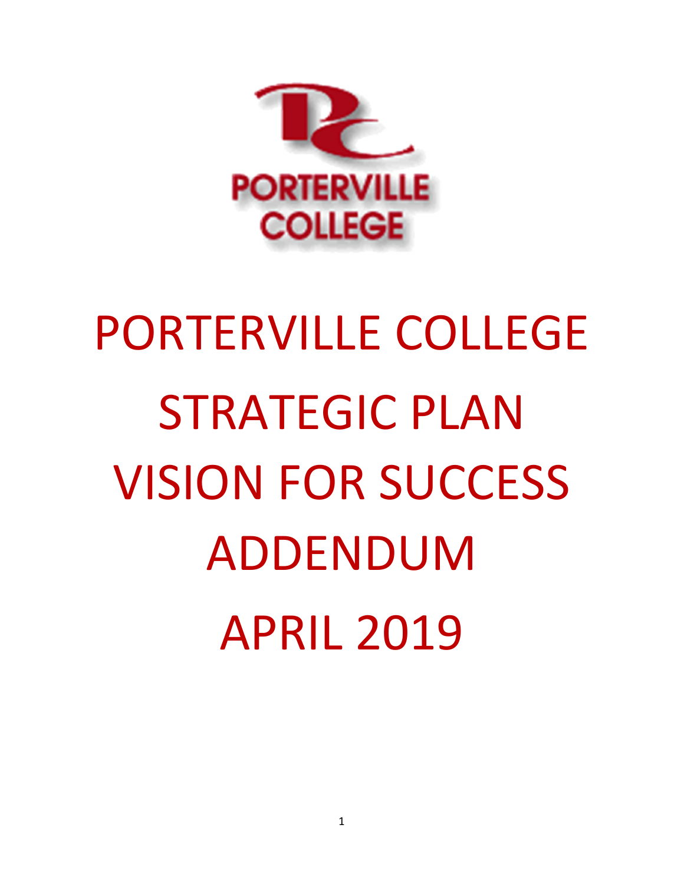PORTERVILLE COLLEGE

# PORTERVILLE COLLEGE STRATEGIC PLAN VISION FOR SUCCESS ADDENDUM APRIL 2019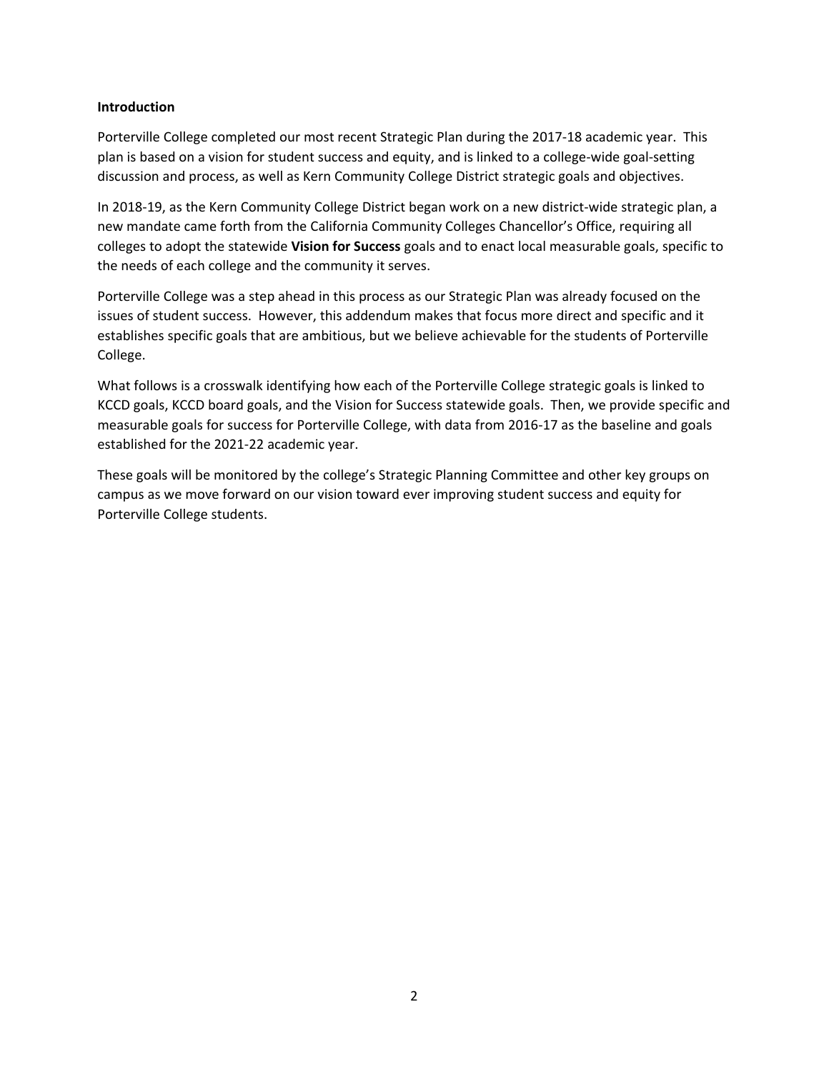**Introduction**

Porterville College completed our most recent Strategic Plan during the 2017-18 academic year. This plan is based on a vision for student success and equity, and is linked to a college-wide goal-setting discussion and process, as well as Kern Community College District strategic goals and objectives.

In 2018-19, as the Kern Community College District began work on a new district-wide strategic plan, a new mandate came forth from the California Community Colleges Chancellor's Office, requiring all colleges to adopt the statewide **Vision for Success** goals and to enact local measurable goals, specific to the needs of each college and the community it serves.

Porterville College was a step ahead in this process as our Strategic Plan was already focused on the issues of student success. However, this addendum makes that focus more direct and specific and it establishes specific goals that are ambitious, but we believe achievable for the students of Porterville College.

What follows is a crosswalk identifying how each of the Porterville College strategic goals is linked to KCCD goals, KCCD board goals, and the Vision for Success statewide goals. Then, we provide specific and measurable goals for success for Porterville College, with data from 2016-17 as the baseline and goals established for the 2021-22 academic year.

These goals will be monitored by the college's Strategic Planning Committee and other key groups on campus as we move forward on our vision toward ever improving student success and equity for Porterville College students.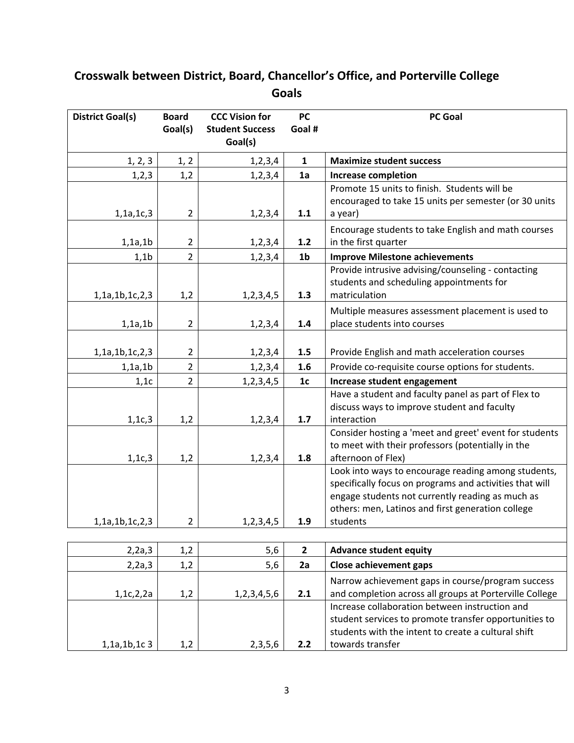# Crosswalk between District, Board, Chancellor's Office, and Porterville College Goals

| District Goal(s) | Board Goal(s) | CCC Vision for Student Success Goal(s) | PC Goal # | PC Goal |
|---|---|---|---|---|
| 1, 2, 3 | 1, 2 | 1,2,3,4 | **1** | **Maximize student success** |
| 1,2,3 | 1,2 | 1,2,3,4 | **1a** | **Increase completion** |
| 1,1a,1c,3 | 2 | 1,2,3,4 | **1.1** | Promote 15 units to finish. Students will be encouraged to take 15 units per semester (or 30 units a year) |
| 1,1a,1b | 2 | 1,2,3,4 | **1.2** | Encourage students to take English and math courses in the first quarter |
| 1,1b | 2 | 1,2,3,4 | **1b** | **Improve Milestone achievements** |
| 1,1a,1b,1c,2,3 | 1,2 | 1,2,3,4,5 | **1.3** | Provide intrusive advising/counseling - contacting students and scheduling appointments for matriculation |
| 1,1a,1b | 2 | 1,2,3,4 | **1.4** | Multiple measures assessment placement is used to place students into courses |
| 1,1a,1b,1c,2,3 | 2 | 1,2,3,4 | **1.5** | Provide English and math acceleration courses |
| 1,1a,1b | 2 | 1,2,3,4 | **1.6** | Provide co-requisite course options for students. |
| 1,1c | 2 | 1,2,3,4,5 | **1c** | **Increase student engagement** |
| 1,1c,3 | 1,2 | 1,2,3,4 | **1.7** | Have a student and faculty panel as part of Flex to discuss ways to improve student and faculty interaction |
| 1,1c,3 | 1,2 | 1,2,3,4 | **1.8** | Consider hosting a 'meet and greet' event for students to meet with their professors (potentially in the afternoon of Flex) |
| 1,1a,1b,1c,2,3 | 2 | 1,2,3,4,5 | **1.9** | Look into ways to encourage reading among students, specifically focus on programs and activities that will engage students not currently reading as much as others: men, Latinos and first generation college students |
| | | | | |
| 2,2a,3 | 1,2 | 5,6 | **2** | **Advance student equity** |
| 2,2a,3 | 1,2 | 5,6 | **2a** | **Close achievement gaps** |
| 1,1c,2,2a | 1,2 | 1,2,3,4,5,6 | **2.1** | Narrow achievement gaps in course/program success and completion across all groups at Porterville College |
| 1,1a,1b,1c 3 | 1,2 | 2,3,5,6 | **2.2** | Increase collaboration between instruction and student services to promote transfer opportunities to students with the intent to create a cultural shift towards transfer |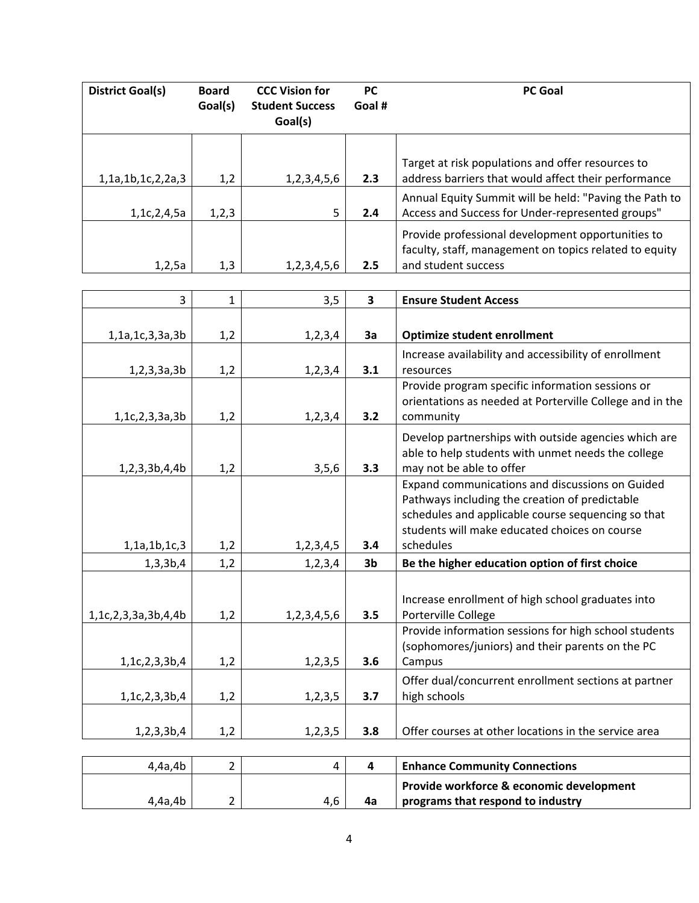| District Goal(s) | Board Goal(s) | CCC Vision for Student Success Goal(s) | PC Goal # | PC Goal |
|---|---|---|---|---|
| 1,1a,1b,1c,2,2a,3 | 1,2 | 1,2,3,4,5,6 | **2.3** | Target at risk populations and offer resources to address barriers that would affect their performance |
| 1,1c,2,4,5a | 1,2,3 | 5 | **2.4** | Annual Equity Summit will be held: "Paving the Path to Access and Success for Under-represented groups" |
| 1,2,5a | 1,3 | 1,2,3,4,5,6 | **2.5** | Provide professional development opportunities to faculty, staff, management on topics related to equity and student success |
| | | | | |
| 3 | 1 | 3,5 | **3** | **Ensure Student Access** |
| 1,1a,1c,3,3a,3b | 1,2 | 1,2,3,4 | **3a** | **Optimize student enrollment** |
| 1,2,3,3a,3b | 1,2 | 1,2,3,4 | **3.1** | Increase availability and accessibility of enrollment resources |
| 1,1c,2,3,3a,3b | 1,2 | 1,2,3,4 | **3.2** | Provide program specific information sessions or orientations as needed at Porterville College and in the community |
| 1,2,3,3b,4,4b | 1,2 | 3,5,6 | **3.3** | Develop partnerships with outside agencies which are able to help students with unmet needs the college may not be able to offer |
| 1,1a,1b,1c,3 | 1,2 | 1,2,3,4,5 | **3.4** | Expand communications and discussions on Guided Pathways including the creation of predictable schedules and applicable course sequencing so that students will make educated choices on course schedules |
| 1,3,3b,4 | 1,2 | 1,2,3,4 | **3b** | **Be the higher education option of first choice** |
| 1,1c,2,3,3a,3b,4,4b | 1,2 | 1,2,3,4,5,6 | **3.5** | Increase enrollment of high school graduates into Porterville College |
| 1,1c,2,3,3b,4 | 1,2 | 1,2,3,5 | **3.6** | Provide information sessions for high school students (sophomores/juniors) and their parents on the PC Campus |
| 1,1c,2,3,3b,4 | 1,2 | 1,2,3,5 | **3.7** | Offer dual/concurrent enrollment sections at partner high schools |
| 1,2,3,3b,4 | 1,2 | 1,2,3,5 | **3.8** | Offer courses at other locations in the service area |
| | | | | |
| 4,4a,4b | 2 | 4 | **4** | **Enhance Community Connections** |
| 4,4a,4b | 2 | 4,6 | **4a** | **Provide workforce & economic development programs that respond to industry** |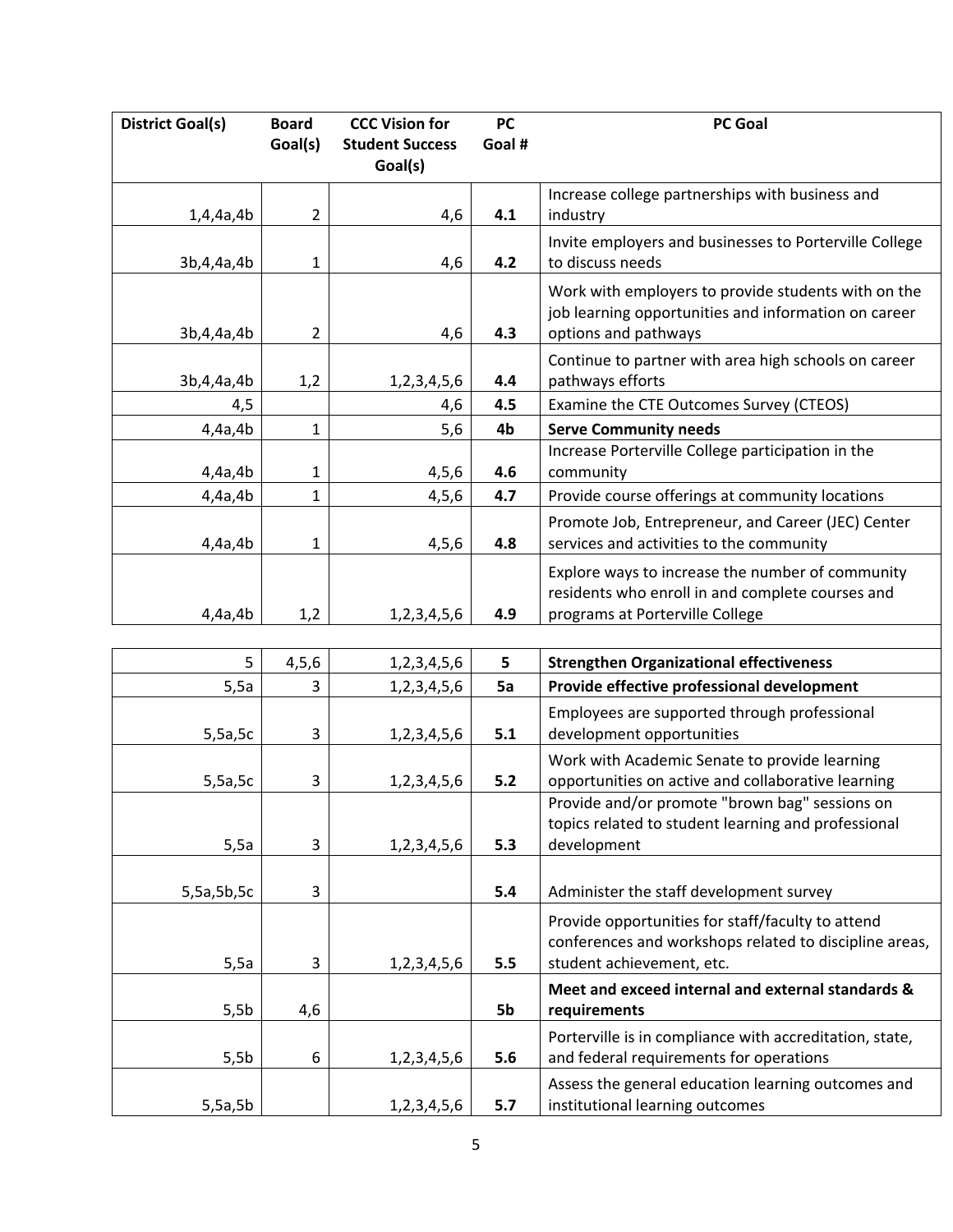| District Goal(s) | Board Goal(s) | CCC Vision for Student Success Goal(s) | PC Goal # | PC Goal |
|---|---|---|---|---|
| 1,4,4a,4b | 2 | 4,6 | **4.1** | Increase college partnerships with business and industry |
| 3b,4,4a,4b | 1 | 4,6 | **4.2** | Invite employers and businesses to Porterville College to discuss needs |
| 3b,4,4a,4b | 2 | 4,6 | **4.3** | Work with employers to provide students with on the job learning opportunities and information on career options and pathways |
| 3b,4,4a,4b | 1,2 | 1,2,3,4,5,6 | **4.4** | Continue to partner with area high schools on career pathways efforts |
| 4,5 | | 4,6 | **4.5** | Examine the CTE Outcomes Survey (CTEOS) |
| 4,4a,4b | 1 | 5,6 | **4b** | **Serve Community needs** |
| 4,4a,4b | 1 | 4,5,6 | **4.6** | Increase Porterville College participation in the community |
| 4,4a,4b | 1 | 4,5,6 | **4.7** | Provide course offerings at community locations |
| 4,4a,4b | 1 | 4,5,6 | **4.8** | Promote Job, Entrepreneur, and Career (JEC) Center services and activities to the community |
| 4,4a,4b | 1,2 | 1,2,3,4,5,6 | **4.9** | Explore ways to increase the number of community residents who enroll in and complete courses and programs at Porterville College |

| District Goal(s) | Board Goal(s) | CCC Vision for Student Success Goal(s) | PC Goal # | PC Goal |
|---|---|---|---|---|
| 5 | 4,5,6 | 1,2,3,4,5,6 | **5** | **Strengthen Organizational effectiveness** |
| 5,5a | 3 | 1,2,3,4,5,6 | **5a** | **Provide effective professional development** |
| 5,5a,5c | 3 | 1,2,3,4,5,6 | **5.1** | Employees are supported through professional development opportunities |
| 5,5a,5c | 3 | 1,2,3,4,5,6 | **5.2** | Work with Academic Senate to provide learning opportunities on active and collaborative learning |
| 5,5a | 3 | 1,2,3,4,5,6 | **5.3** | Provide and/or promote "brown bag" sessions on topics related to student learning and professional development |
| 5,5a,5b,5c | 3 | | **5.4** | Administer the staff development survey |
| 5,5a | 3 | 1,2,3,4,5,6 | **5.5** | Provide opportunities for staff/faculty to attend conferences and workshops related to discipline areas, student achievement, etc. |
| 5,5b | 4,6 | | **5b** | **Meet and exceed internal and external standards & requirements** |
| 5,5b | 6 | 1,2,3,4,5,6 | **5.6** | Porterville is in compliance with accreditation, state, and federal requirements for operations |
| 5,5a,5b | | 1,2,3,4,5,6 | **5.7** | Assess the general education learning outcomes and institutional learning outcomes |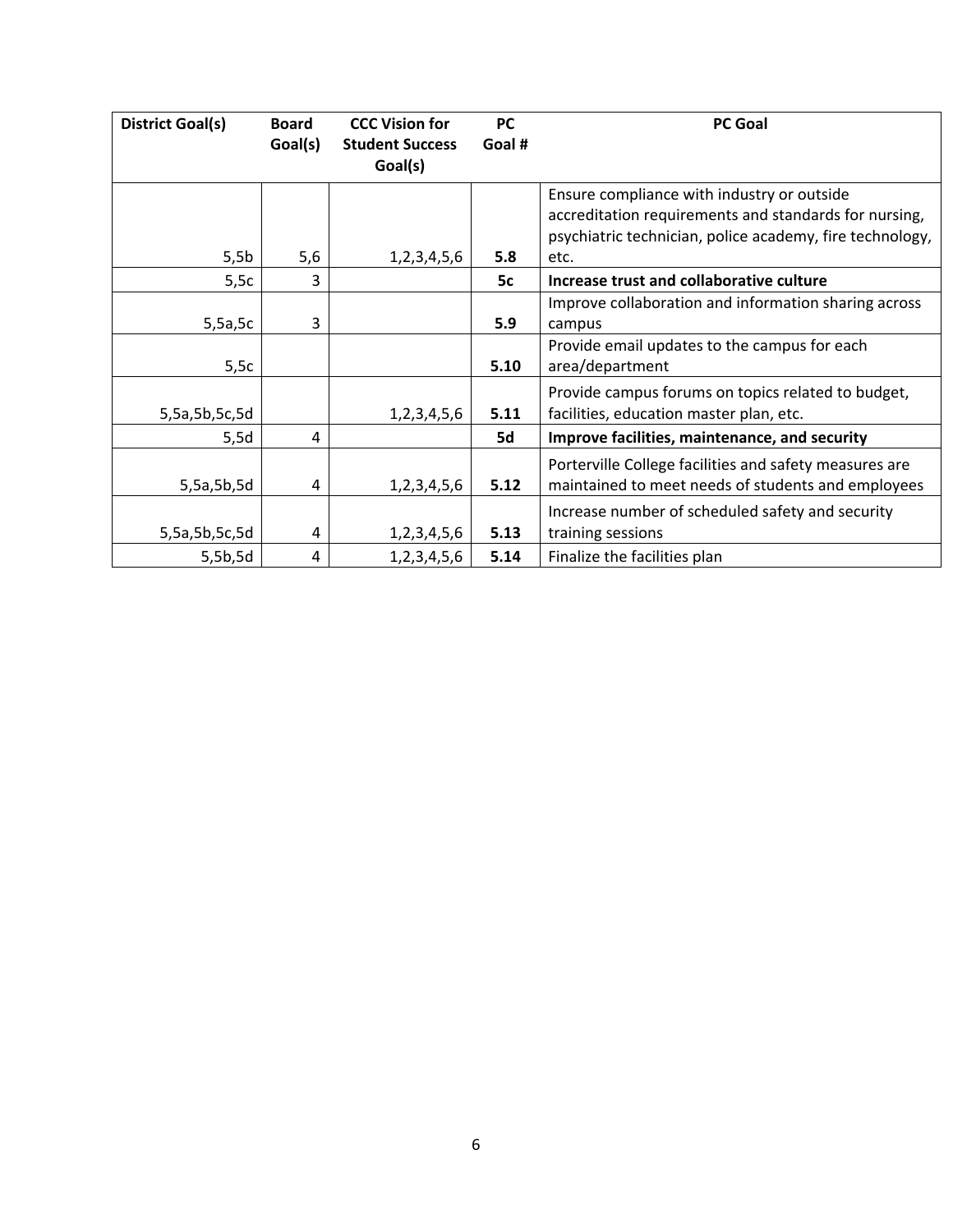| District Goal(s) | Board Goal(s) | CCC Vision for Student Success Goal(s) | PC Goal # | PC Goal |
|---|---|---|---|---|
| 5,5b | 5,6 | 1,2,3,4,5,6 | **5.8** | Ensure compliance with industry or outside accreditation requirements and standards for nursing, psychiatric technician, police academy, fire technology, etc. |
| 5,5c | 3 | | **5c** | **Increase trust and collaborative culture** |
| 5,5a,5c | 3 | | **5.9** | Improve collaboration and information sharing across campus |
| 5,5c | | | **5.10** | Provide email updates to the campus for each area/department |
| 5,5a,5b,5c,5d | | 1,2,3,4,5,6 | **5.11** | Provide campus forums on topics related to budget, facilities, education master plan, etc. |
| 5,5d | 4 | | **5d** | **Improve facilities, maintenance, and security** |
| 5,5a,5b,5d | 4 | 1,2,3,4,5,6 | **5.12** | Porterville College facilities and safety measures are maintained to meet needs of students and employees |
| 5,5a,5b,5c,5d | 4 | 1,2,3,4,5,6 | **5.13** | Increase number of scheduled safety and security training sessions |
| 5,5b,5d | 4 | 1,2,3,4,5,6 | **5.14** | Finalize the facilities plan |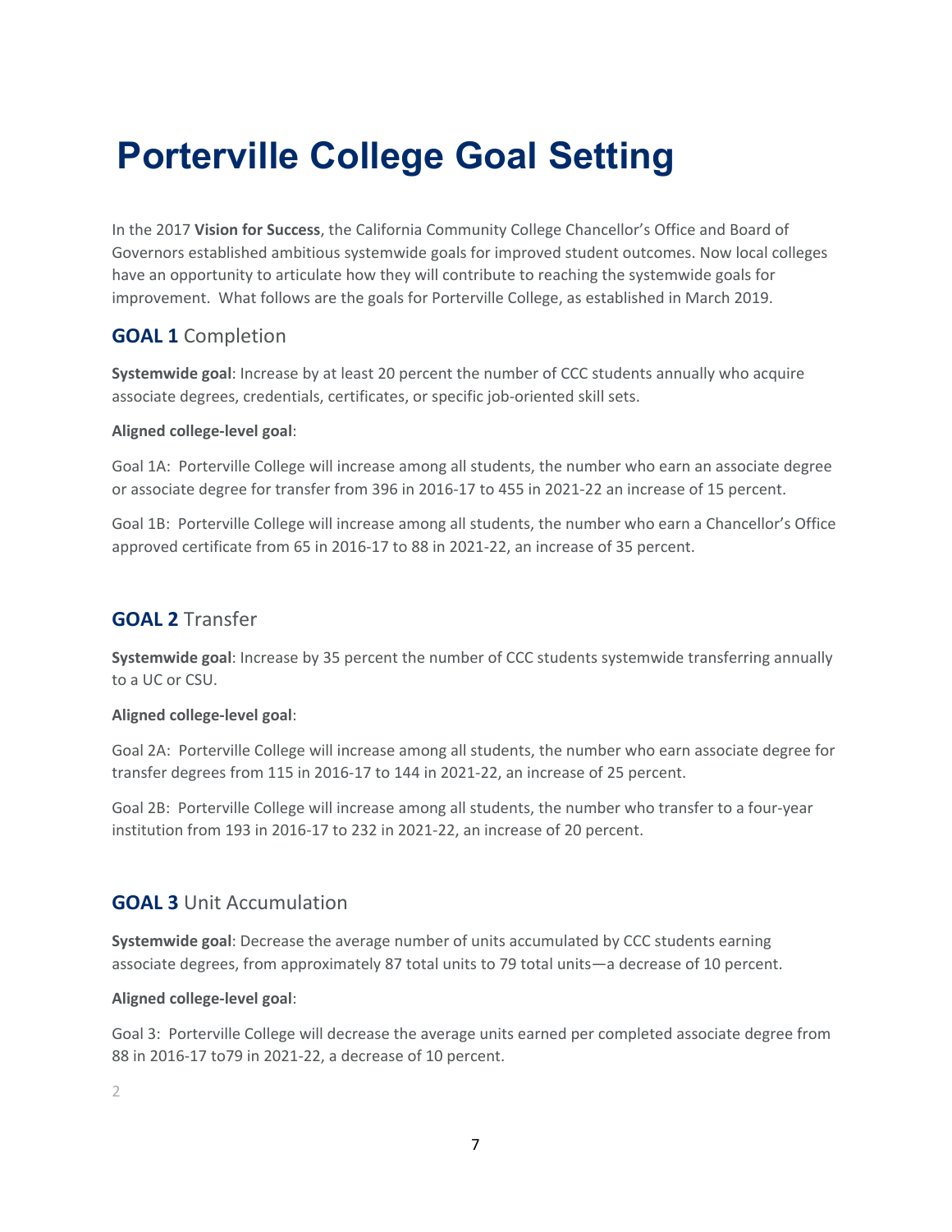# Porterville College Goal Setting

In the 2017 **Vision for Success**, the California Community College Chancellor's Office and Board of Governors established ambitious systemwide goals for improved student outcomes. Now local colleges have an opportunity to articulate how they will contribute to reaching the systemwide goals for improvement. What follows are the goals for Porterville College, as established in March 2019.

## GOAL 1 Completion

**Systemwide goal**: Increase by at least 20 percent the number of CCC students annually who acquire associate degrees, credentials, certificates, or specific job-oriented skill sets.

**Aligned college-level goal**:

Goal 1A: Porterville College will increase among all students, the number who earn an associate degree or associate degree for transfer from 396 in 2016-17 to 455 in 2021-22 an increase of 15 percent.

Goal 1B: Porterville College will increase among all students, the number who earn a Chancellor's Office approved certificate from 65 in 2016-17 to 88 in 2021-22, an increase of 35 percent.

## GOAL 2 Transfer

**Systemwide goal**: Increase by 35 percent the number of CCC students systemwide transferring annually to a UC or CSU.

**Aligned college-level goal**:

Goal 2A: Porterville College will increase among all students, the number who earn associate degree for transfer degrees from 115 in 2016-17 to 144 in 2021-22, an increase of 25 percent.

Goal 2B: Porterville College will increase among all students, the number who transfer to a four-year institution from 193 in 2016-17 to 232 in 2021-22, an increase of 20 percent.

## GOAL 3 Unit Accumulation

**Systemwide goal**: Decrease the average number of units accumulated by CCC students earning associate degrees, from approximately 87 total units to 79 total units—a decrease of 10 percent.

**Aligned college-level goal**:

Goal 3: Porterville College will decrease the average units earned per completed associate degree from 88 in 2016-17 to79 in 2021-22, a decrease of 10 percent.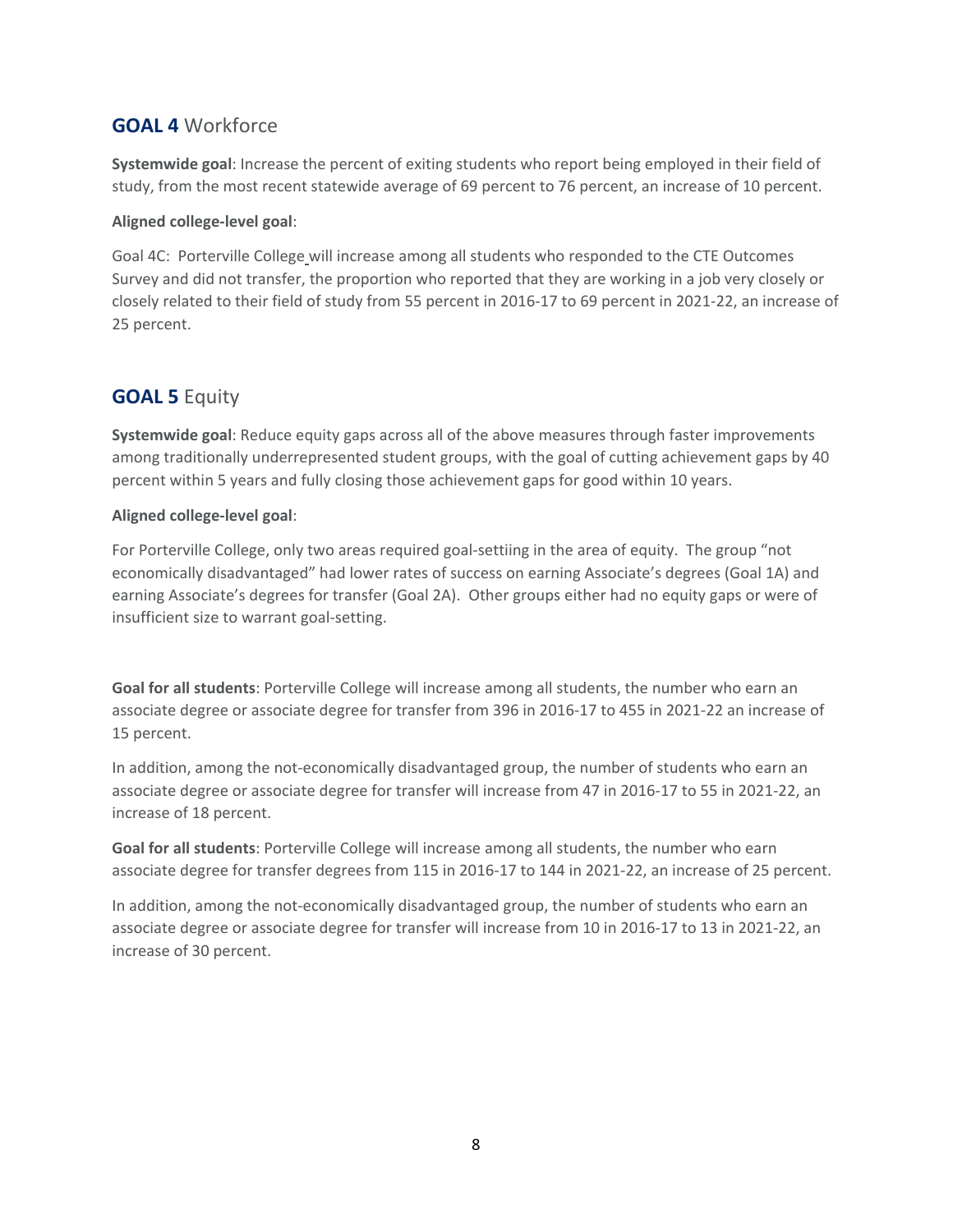## **GOAL 4** Workforce

**Systemwide goal**: Increase the percent of exiting students who report being employed in their field of study, from the most recent statewide average of 69 percent to 76 percent, an increase of 10 percent.

**Aligned college-level goal**:

Goal 4C: Porterville College will increase among all students who responded to the CTE Outcomes Survey and did not transfer, the proportion who reported that they are working in a job very closely or closely related to their field of study from 55 percent in 2016-17 to 69 percent in 2021-22, an increase of 25 percent.

## **GOAL 5** Equity

**Systemwide goal**: Reduce equity gaps across all of the above measures through faster improvements among traditionally underrepresented student groups, with the goal of cutting achievement gaps by 40 percent within 5 years and fully closing those achievement gaps for good within 10 years.

**Aligned college-level goal**:

For Porterville College, only two areas required goal-settiing in the area of equity. The group "not economically disadvantaged" had lower rates of success on earning Associate's degrees (Goal 1A) and earning Associate's degrees for transfer (Goal 2A). Other groups either had no equity gaps or were of insufficient size to warrant goal-setting.

**Goal for all students**: Porterville College will increase among all students, the number who earn an associate degree or associate degree for transfer from 396 in 2016-17 to 455 in 2021-22 an increase of 15 percent.

In addition, among the not-economically disadvantaged group, the number of students who earn an associate degree or associate degree for transfer will increase from 47 in 2016-17 to 55 in 2021-22, an increase of 18 percent.

**Goal for all students**: Porterville College will increase among all students, the number who earn associate degree for transfer degrees from 115 in 2016-17 to 144 in 2021-22, an increase of 25 percent.

In addition, among the not-economically disadvantaged group, the number of students who earn an associate degree or associate degree for transfer will increase from 10 in 2016-17 to 13 in 2021-22, an increase of 30 percent.